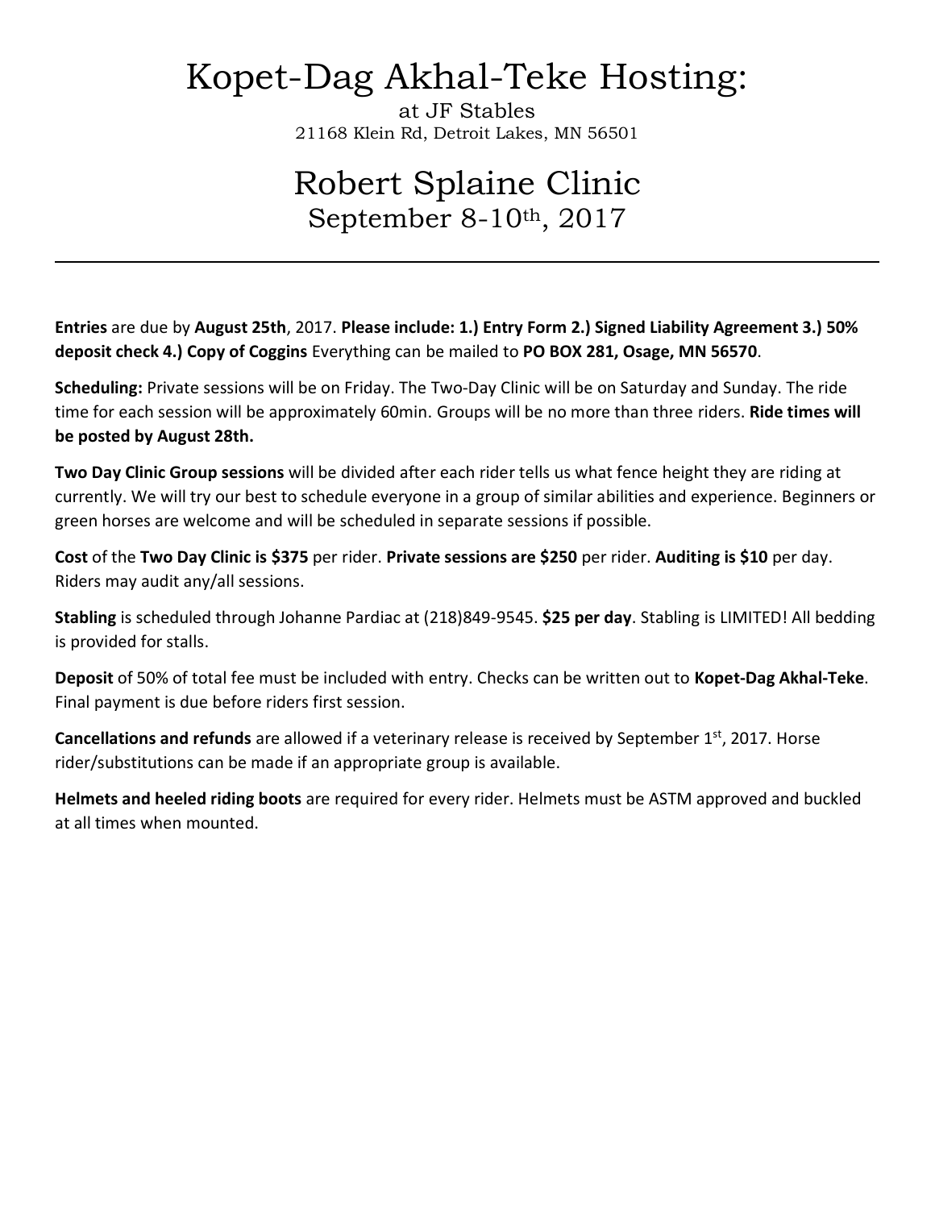# Kopet-Dag Akhal-Teke Hosting:

at JF Stables
21168 Klein Rd, Detroit Lakes, MN 56501

# Robert Splaine Clinic

September 8-10th, 2017

---

**Entries** are due by **August 25th**, 2017. **Please include: 1.) Entry Form 2.) Signed Liability Agreement 3.) 50% deposit check 4.) Copy of Coggins** Everything can be mailed to **PO BOX 281, Osage, MN 56570**.

**Scheduling:** Private sessions will be on Friday. The Two-Day Clinic will be on Saturday and Sunday. The ride time for each session will be approximately 60min. Groups will be no more than three riders. **Ride times will be posted by August 28th.**

**Two Day Clinic Group sessions** will be divided after each rider tells us what fence height they are riding at currently. We will try our best to schedule everyone in a group of similar abilities and experience. Beginners or green horses are welcome and will be scheduled in separate sessions if possible.

**Cost** of the **Two Day Clinic is $375** per rider. **Private sessions are $250** per rider. **Auditing is $10** per day. Riders may audit any/all sessions.

**Stabling** is scheduled through Johanne Pardiac at (218)849-9545. **$25 per day**. Stabling is LIMITED! All bedding is provided for stalls.

**Deposit** of 50% of total fee must be included with entry. Checks can be written out to **Kopet-Dag Akhal-Teke**. Final payment is due before riders first session.

**Cancellations and refunds** are allowed if a veterinary release is received by September 1st, 2017. Horse rider/substitutions can be made if an appropriate group is available.

**Helmets and heeled riding boots** are required for every rider. Helmets must be ASTM approved and buckled at all times when mounted.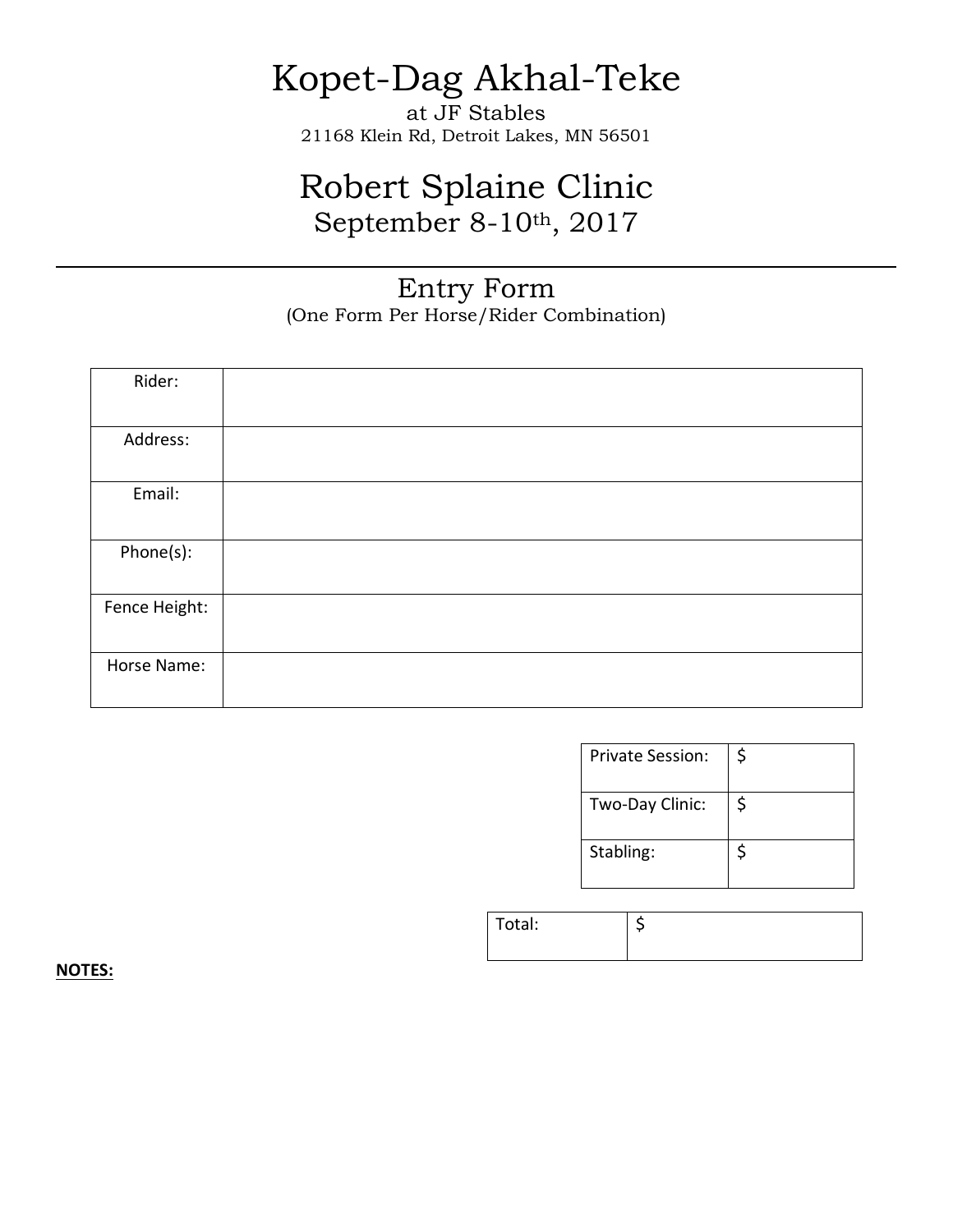# Kopet-Dag Akhal-Teke

at JF Stables
21168 Klein Rd, Detroit Lakes, MN 56501

# Robert Splaine Clinic

September 8-10th, 2017

---

## Entry Form

(One Form Per Horse/Rider Combination)

| Rider: | |
|---|---|
| Address: | |
| Email: | |
| Phone(s): | |
| Fence Height: | |
| Horse Name: | |

| Private Session: | $ |
|---|---|
| Two-Day Clinic: | $ |
| Stabling: | $ |

| Total: | $ |
|---|---|

**NOTES:**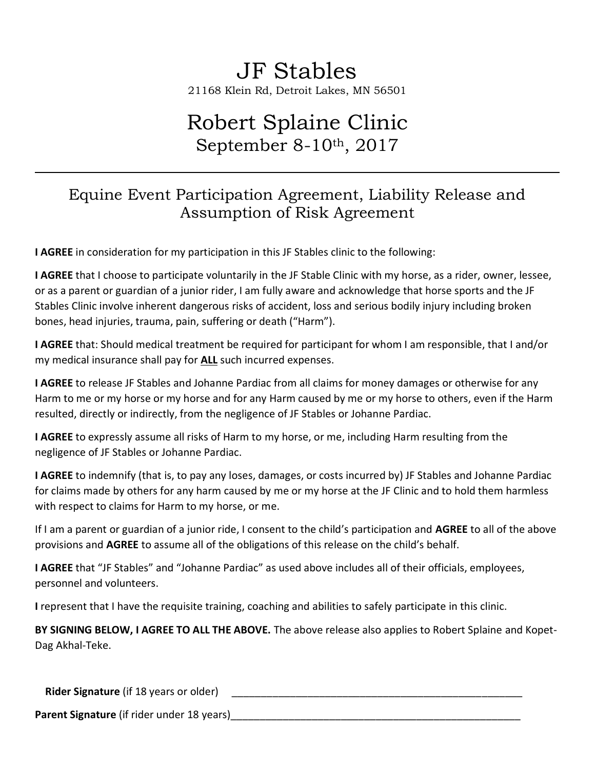# JF Stables

21168 Klein Rd, Detroit Lakes, MN 56501

# Robert Splaine Clinic

September 8-10th, 2017

---

## Equine Event Participation Agreement, Liability Release and Assumption of Risk Agreement

**I AGREE** in consideration for my participation in this JF Stables clinic to the following:

**I AGREE** that I choose to participate voluntarily in the JF Stable Clinic with my horse, as a rider, owner, lessee, or as a parent or guardian of a junior rider, I am fully aware and acknowledge that horse sports and the JF Stables Clinic involve inherent dangerous risks of accident, loss and serious bodily injury including broken bones, head injuries, trauma, pain, suffering or death ("Harm").

**I AGREE** that: Should medical treatment be required for participant for whom I am responsible, that I and/or my medical insurance shall pay for **ALL** such incurred expenses.

**I AGREE** to release JF Stables and Johanne Pardiac from all claims for money damages or otherwise for any Harm to me or my horse or my horse and for any Harm caused by me or my horse to others, even if the Harm resulted, directly or indirectly, from the negligence of JF Stables or Johanne Pardiac.

**I AGREE** to expressly assume all risks of Harm to my horse, or me, including Harm resulting from the negligence of JF Stables or Johanne Pardiac.

**I AGREE** to indemnify (that is, to pay any loses, damages, or costs incurred by) JF Stables and Johanne Pardiac for claims made by others for any harm caused by me or my horse at the JF Clinic and to hold them harmless with respect to claims for Harm to my horse, or me.

If I am a parent or guardian of a junior ride, I consent to the child's participation and **AGREE** to all of the above provisions and **AGREE** to assume all of the obligations of this release on the child's behalf.

**I AGREE** that "JF Stables" and "Johanne Pardiac" as used above includes all of their officials, employees, personnel and volunteers.

**I** represent that I have the requisite training, coaching and abilities to safely participate in this clinic.

**BY SIGNING BELOW, I AGREE TO ALL THE ABOVE.** The above release also applies to Robert Splaine and Kopet-Dag Akhal-Teke.

**Rider Signature** (if 18 years or older) ____________________________________________________

**Parent Signature** (if rider under 18 years)____________________________________________________